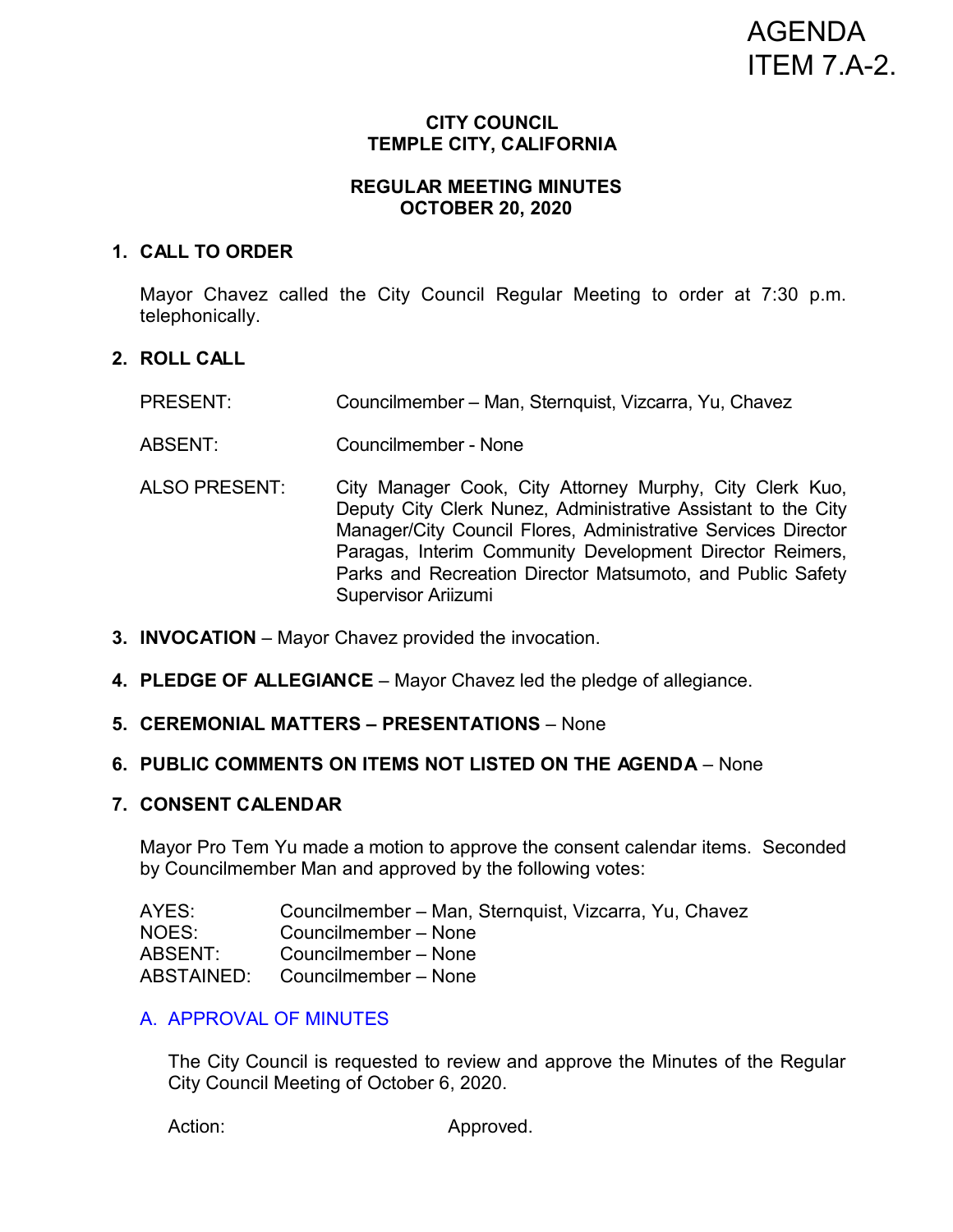AGENDA ITEM 7.A-2.

# CITY COUNCIL
# TEMPLE CITY, CALIFORNIA

## REGULAR MEETING MINUTES
## OCTOBER 20, 2020

### 1. CALL TO ORDER

Mayor Chavez called the City Council Regular Meeting to order at 7:30 p.m. telephonically.

### 2. ROLL CALL

PRESENT: Councilmember – Man, Sternquist, Vizcarra, Yu, Chavez

ABSENT: Councilmember - None

ALSO PRESENT: City Manager Cook, City Attorney Murphy, City Clerk Kuo, Deputy City Clerk Nunez, Administrative Assistant to the City Manager/City Council Flores, Administrative Services Director Paragas, Interim Community Development Director Reimers, Parks and Recreation Director Matsumoto, and Public Safety Supervisor Ariizumi

### 3. **INVOCATION** – Mayor Chavez provided the invocation.

### 4. **PLEDGE OF ALLEGIANCE** – Mayor Chavez led the pledge of allegiance.

### 5. **CEREMONIAL MATTERS – PRESENTATIONS** – None

### 6. **PUBLIC COMMENTS ON ITEMS NOT LISTED ON THE AGENDA** – None

### 7. CONSENT CALENDAR

Mayor Pro Tem Yu made a motion to approve the consent calendar items. Seconded by Councilmember Man and approved by the following votes:

AYES: Councilmember – Man, Sternquist, Vizcarra, Yu, Chavez
NOES: Councilmember – None
ABSENT: Councilmember – None
ABSTAINED: Councilmember – None

#### A. APPROVAL OF MINUTES

The City Council is requested to review and approve the Minutes of the Regular City Council Meeting of October 6, 2020.

Action: Approved.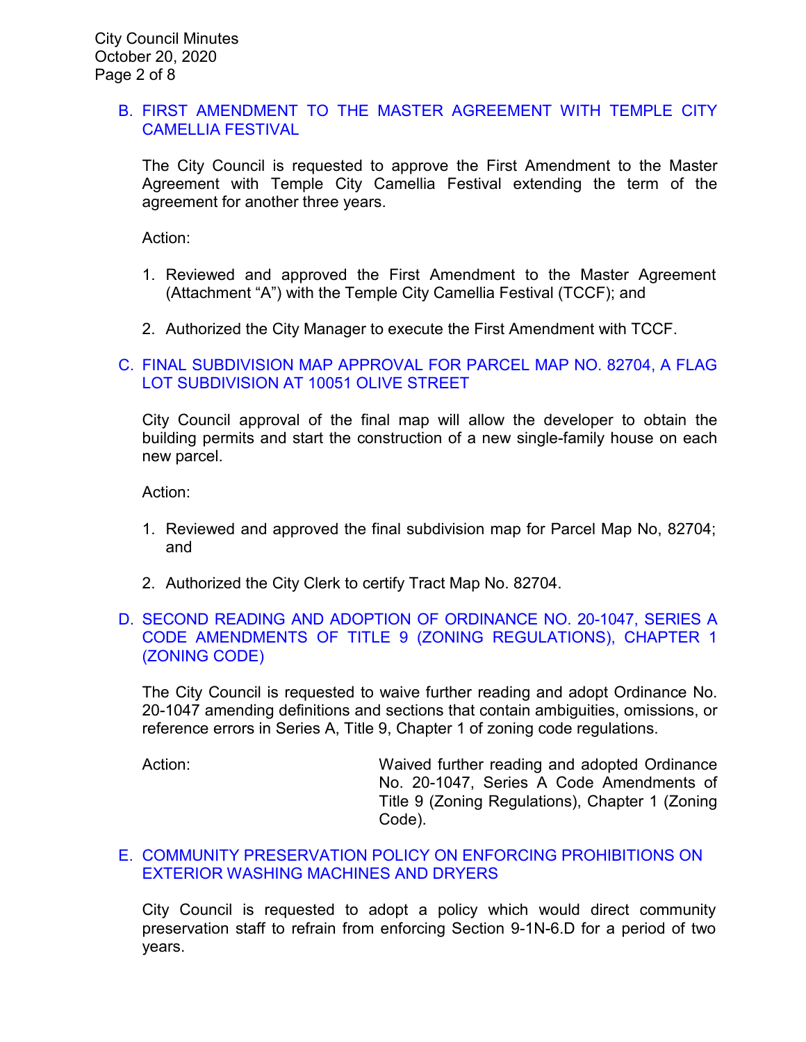### B. FIRST AMENDMENT TO THE MASTER AGREEMENT WITH TEMPLE CITY CAMELLIA FESTIVAL

The City Council is requested to approve the First Amendment to the Master Agreement with Temple City Camellia Festival extending the term of the agreement for another three years.

Action:

1. Reviewed and approved the First Amendment to the Master Agreement (Attachment "A") with the Temple City Camellia Festival (TCCF); and

2. Authorized the City Manager to execute the First Amendment with TCCF.

### C. FINAL SUBDIVISION MAP APPROVAL FOR PARCEL MAP NO. 82704, A FLAG LOT SUBDIVISION AT 10051 OLIVE STREET

City Council approval of the final map will allow the developer to obtain the building permits and start the construction of a new single-family house on each new parcel.

Action:

1. Reviewed and approved the final subdivision map for Parcel Map No, 82704; and

2. Authorized the City Clerk to certify Tract Map No. 82704.

### D. SECOND READING AND ADOPTION OF ORDINANCE NO. 20-1047, SERIES A CODE AMENDMENTS OF TITLE 9 (ZONING REGULATIONS), CHAPTER 1 (ZONING CODE)

The City Council is requested to waive further reading and adopt Ordinance No. 20-1047 amending definitions and sections that contain ambiguities, omissions, or reference errors in Series A, Title 9, Chapter 1 of zoning code regulations.

Action: Waived further reading and adopted Ordinance No. 20-1047, Series A Code Amendments of Title 9 (Zoning Regulations), Chapter 1 (Zoning Code).

### E. COMMUNITY PRESERVATION POLICY ON ENFORCING PROHIBITIONS ON EXTERIOR WASHING MACHINES AND DRYERS

City Council is requested to adopt a policy which would direct community preservation staff to refrain from enforcing Section 9-1N-6.D for a period of two years.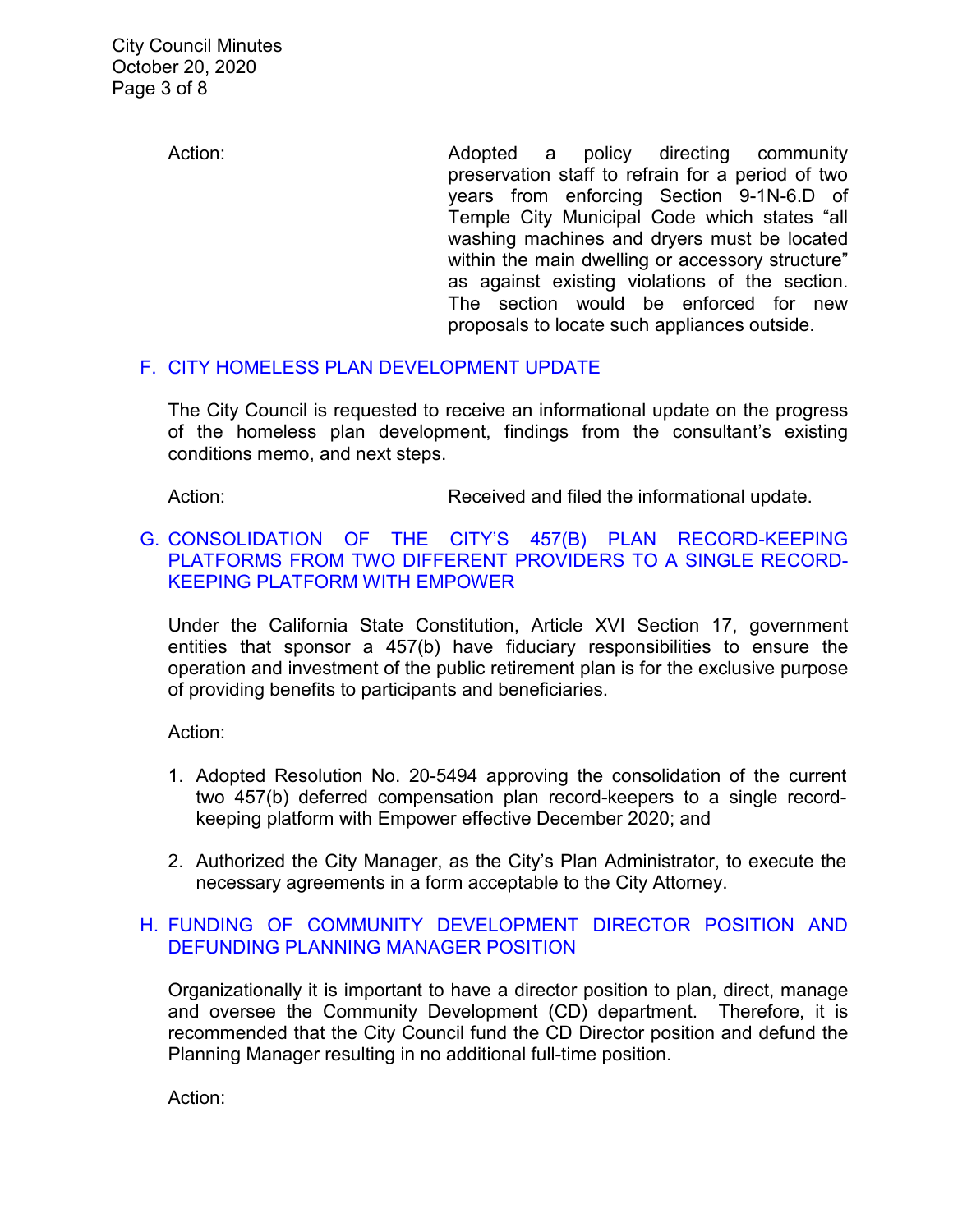Action: Adopted a policy directing community preservation staff to refrain for a period of two years from enforcing Section 9-1N-6.D of Temple City Municipal Code which states "all washing machines and dryers must be located within the main dwelling or accessory structure" as against existing violations of the section. The section would be enforced for new proposals to locate such appliances outside.

### F. CITY HOMELESS PLAN DEVELOPMENT UPDATE

The City Council is requested to receive an informational update on the progress of the homeless plan development, findings from the consultant's existing conditions memo, and next steps.

Action: Received and filed the informational update.

### G. CONSOLIDATION OF THE CITY'S 457(B) PLAN RECORD-KEEPING PLATFORMS FROM TWO DIFFERENT PROVIDERS TO A SINGLE RECORD-KEEPING PLATFORM WITH EMPOWER

Under the California State Constitution, Article XVI Section 17, government entities that sponsor a 457(b) have fiduciary responsibilities to ensure the operation and investment of the public retirement plan is for the exclusive purpose of providing benefits to participants and beneficiaries.

Action:

1. Adopted Resolution No. 20-5494 approving the consolidation of the current two 457(b) deferred compensation plan record-keepers to a single record-keeping platform with Empower effective December 2020; and

2. Authorized the City Manager, as the City's Plan Administrator, to execute the necessary agreements in a form acceptable to the City Attorney.

### H. FUNDING OF COMMUNITY DEVELOPMENT DIRECTOR POSITION AND DEFUNDING PLANNING MANAGER POSITION

Organizationally it is important to have a director position to plan, direct, manage and oversee the Community Development (CD) department. Therefore, it is recommended that the City Council fund the CD Director position and defund the Planning Manager resulting in no additional full-time position.

Action: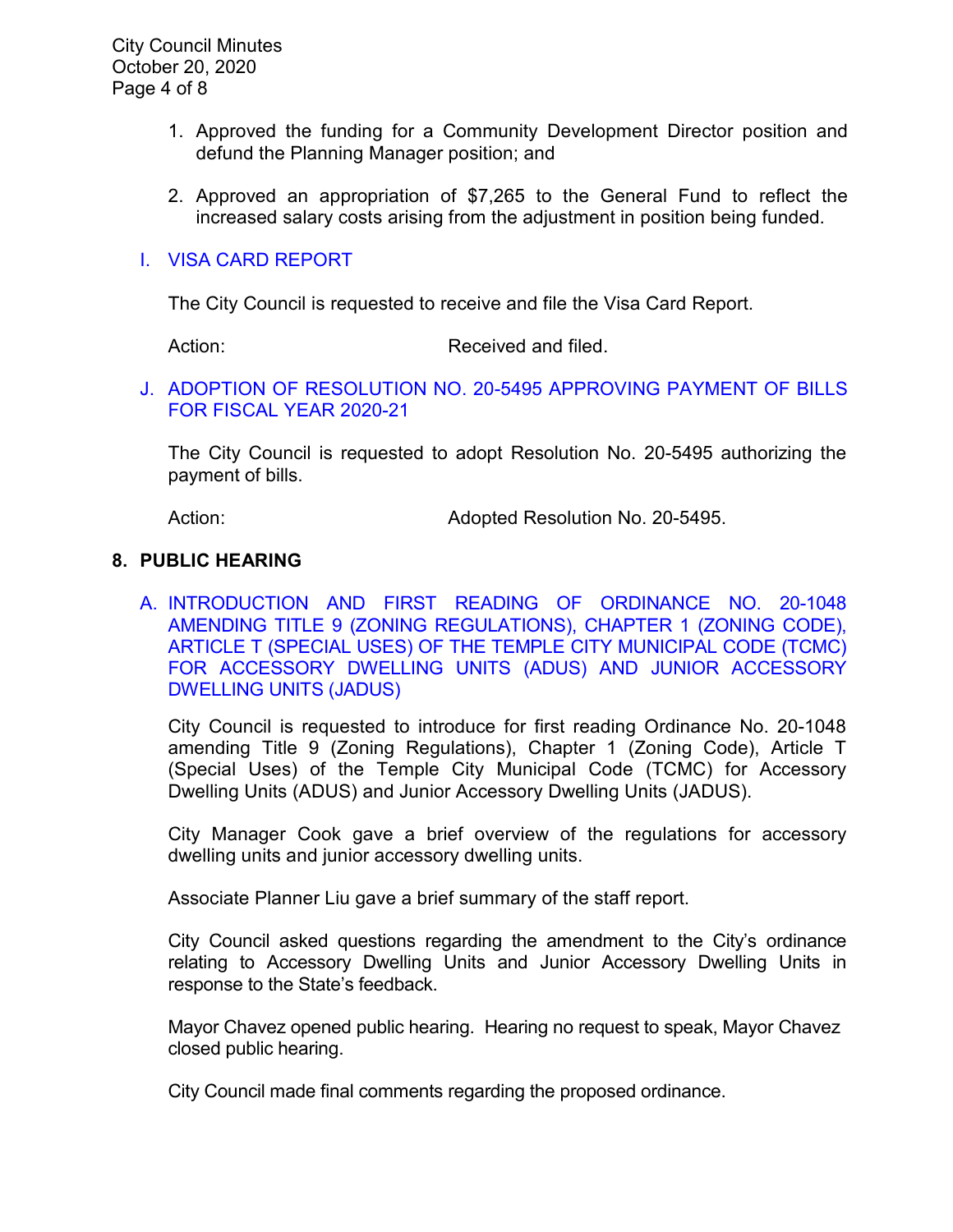1. Approved the funding for a Community Development Director position and defund the Planning Manager position; and

2. Approved an appropriation of $7,265 to the General Fund to reflect the increased salary costs arising from the adjustment in position being funded.

I. VISA CARD REPORT

The City Council is requested to receive and file the Visa Card Report.

Action: Received and filed.

J. ADOPTION OF RESOLUTION NO. 20-5495 APPROVING PAYMENT OF BILLS FOR FISCAL YEAR 2020-21

The City Council is requested to adopt Resolution No. 20-5495 authorizing the payment of bills.

Action: Adopted Resolution No. 20-5495.

## 8. PUBLIC HEARING

A. INTRODUCTION AND FIRST READING OF ORDINANCE NO. 20-1048 AMENDING TITLE 9 (ZONING REGULATIONS), CHAPTER 1 (ZONING CODE), ARTICLE T (SPECIAL USES) OF THE TEMPLE CITY MUNICIPAL CODE (TCMC) FOR ACCESSORY DWELLING UNITS (ADUS) AND JUNIOR ACCESSORY DWELLING UNITS (JADUS)

City Council is requested to introduce for first reading Ordinance No. 20-1048 amending Title 9 (Zoning Regulations), Chapter 1 (Zoning Code), Article T (Special Uses) of the Temple City Municipal Code (TCMC) for Accessory Dwelling Units (ADUS) and Junior Accessory Dwelling Units (JADUS).

City Manager Cook gave a brief overview of the regulations for accessory dwelling units and junior accessory dwelling units.

Associate Planner Liu gave a brief summary of the staff report.

City Council asked questions regarding the amendment to the City's ordinance relating to Accessory Dwelling Units and Junior Accessory Dwelling Units in response to the State's feedback.

Mayor Chavez opened public hearing. Hearing no request to speak, Mayor Chavez closed public hearing.

City Council made final comments regarding the proposed ordinance.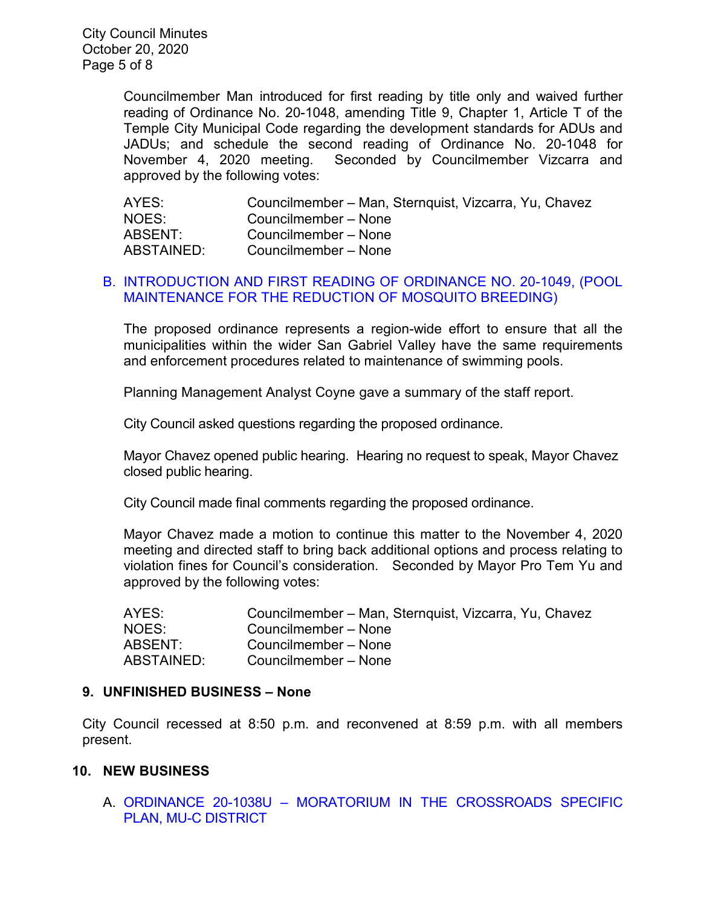Councilmember Man introduced for first reading by title only and waived further reading of Ordinance No. 20-1048, amending Title 9, Chapter 1, Article T of the Temple City Municipal Code regarding the development standards for ADUs and JADUs; and schedule the second reading of Ordinance No. 20-1048 for November 4, 2020 meeting. Seconded by Councilmember Vizcarra and approved by the following votes:

| | |
|---|---|
| AYES: | Councilmember – Man, Sternquist, Vizcarra, Yu, Chavez |
| NOES: | Councilmember – None |
| ABSENT: | Councilmember – None |
| ABSTAINED: | Councilmember – None |

B. INTRODUCTION AND FIRST READING OF ORDINANCE NO. 20-1049, (POOL MAINTENANCE FOR THE REDUCTION OF MOSQUITO BREEDING)

The proposed ordinance represents a region-wide effort to ensure that all the municipalities within the wider San Gabriel Valley have the same requirements and enforcement procedures related to maintenance of swimming pools.

Planning Management Analyst Coyne gave a summary of the staff report.

City Council asked questions regarding the proposed ordinance.

Mayor Chavez opened public hearing. Hearing no request to speak, Mayor Chavez closed public hearing.

City Council made final comments regarding the proposed ordinance.

Mayor Chavez made a motion to continue this matter to the November 4, 2020 meeting and directed staff to bring back additional options and process relating to violation fines for Council's consideration. Seconded by Mayor Pro Tem Yu and approved by the following votes:

| | |
|---|---|
| AYES: | Councilmember – Man, Sternquist, Vizcarra, Yu, Chavez |
| NOES: | Councilmember – None |
| ABSENT: | Councilmember – None |
| ABSTAINED: | Councilmember – None |

## 9. UNFINISHED BUSINESS – None

City Council recessed at 8:50 p.m. and reconvened at 8:59 p.m. with all members present.

## 10. NEW BUSINESS

A. ORDINANCE 20-1038U – MORATORIUM IN THE CROSSROADS SPECIFIC PLAN, MU-C DISTRICT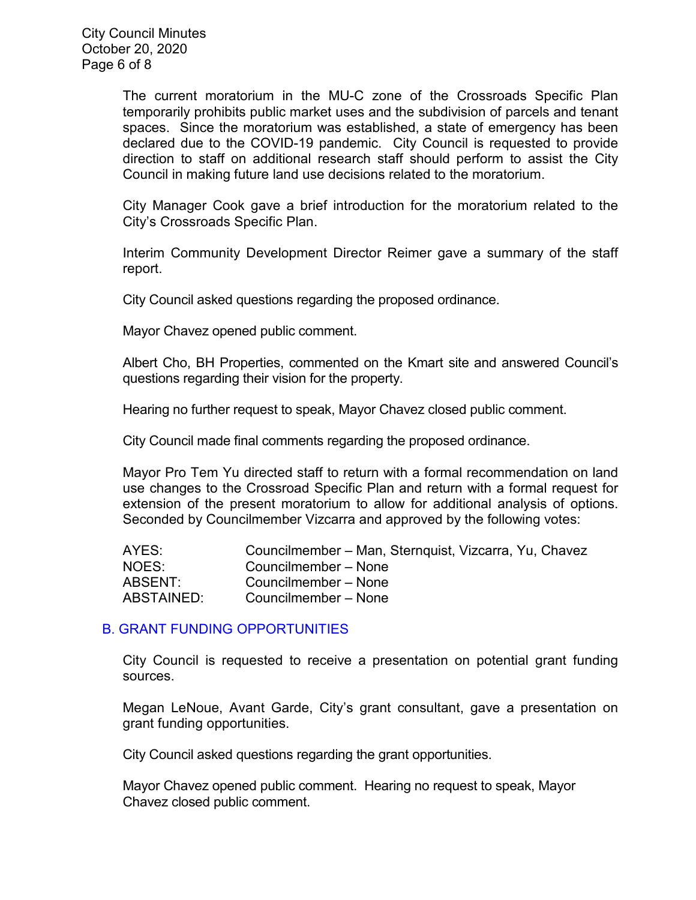The current moratorium in the MU-C zone of the Crossroads Specific Plan temporarily prohibits public market uses and the subdivision of parcels and tenant spaces. Since the moratorium was established, a state of emergency has been declared due to the COVID-19 pandemic. City Council is requested to provide direction to staff on additional research staff should perform to assist the City Council in making future land use decisions related to the moratorium.

City Manager Cook gave a brief introduction for the moratorium related to the City's Crossroads Specific Plan.

Interim Community Development Director Reimer gave a summary of the staff report.

City Council asked questions regarding the proposed ordinance.

Mayor Chavez opened public comment.

Albert Cho, BH Properties, commented on the Kmart site and answered Council's questions regarding their vision for the property.

Hearing no further request to speak, Mayor Chavez closed public comment.

City Council made final comments regarding the proposed ordinance.

Mayor Pro Tem Yu directed staff to return with a formal recommendation on land use changes to the Crossroad Specific Plan and return with a formal request for extension of the present moratorium to allow for additional analysis of options. Seconded by Councilmember Vizcarra and approved by the following votes:

| | |
|---|---|
| AYES: | Councilmember – Man, Sternquist, Vizcarra, Yu, Chavez |
| NOES: | Councilmember – None |
| ABSENT: | Councilmember – None |
| ABSTAINED: | Councilmember – None |

## B. GRANT FUNDING OPPORTUNITIES

City Council is requested to receive a presentation on potential grant funding sources.

Megan LeNoue, Avant Garde, City's grant consultant, gave a presentation on grant funding opportunities.

City Council asked questions regarding the grant opportunities.

Mayor Chavez opened public comment. Hearing no request to speak, Mayor Chavez closed public comment.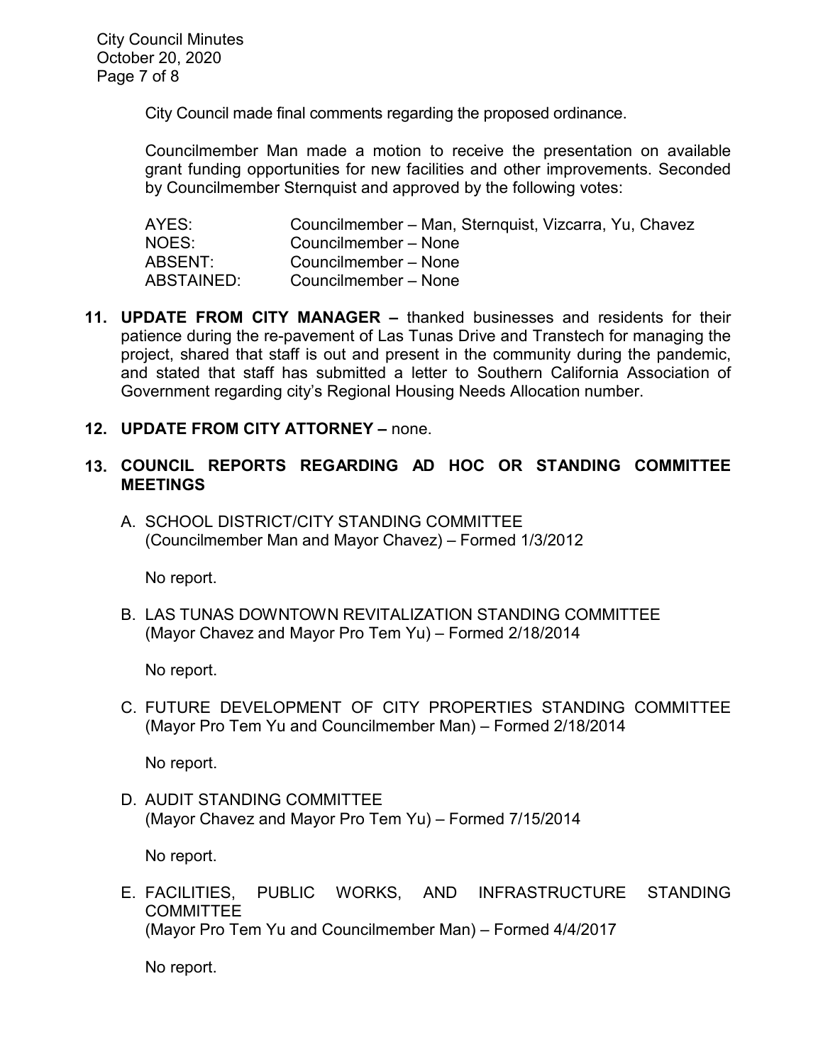City Council made final comments regarding the proposed ordinance.

Councilmember Man made a motion to receive the presentation on available grant funding opportunities for new facilities and other improvements. Seconded by Councilmember Sternquist and approved by the following votes:

| | |
|---|---|
| AYES: | Councilmember – Man, Sternquist, Vizcarra, Yu, Chavez |
| NOES: | Councilmember – None |
| ABSENT: | Councilmember – None |
| ABSTAINED: | Councilmember – None |

**11. UPDATE FROM CITY MANAGER –** thanked businesses and residents for their patience during the re-pavement of Las Tunas Drive and Transtech for managing the project, shared that staff is out and present in the community during the pandemic, and stated that staff has submitted a letter to Southern California Association of Government regarding city's Regional Housing Needs Allocation number.

**12. UPDATE FROM CITY ATTORNEY –** none.

**13. COUNCIL REPORTS REGARDING AD HOC OR STANDING COMMITTEE MEETINGS**

A. SCHOOL DISTRICT/CITY STANDING COMMITTEE
(Councilmember Man and Mayor Chavez) – Formed 1/3/2012

No report.

B. LAS TUNAS DOWNTOWN REVITALIZATION STANDING COMMITTEE
(Mayor Chavez and Mayor Pro Tem Yu) – Formed 2/18/2014

No report.

C. FUTURE DEVELOPMENT OF CITY PROPERTIES STANDING COMMITTEE
(Mayor Pro Tem Yu and Councilmember Man) – Formed 2/18/2014

No report.

D. AUDIT STANDING COMMITTEE
(Mayor Chavez and Mayor Pro Tem Yu) – Formed 7/15/2014

No report.

E. FACILITIES, PUBLIC WORKS, AND INFRASTRUCTURE STANDING COMMITTEE
(Mayor Pro Tem Yu and Councilmember Man) – Formed 4/4/2017

No report.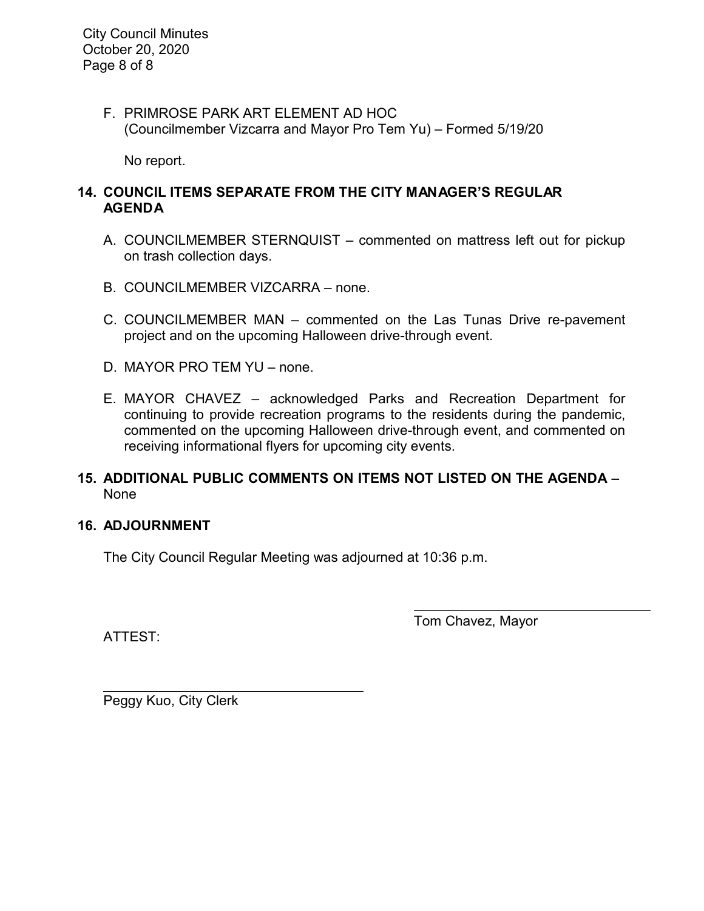F. PRIMROSE PARK ART ELEMENT AD HOC
(Councilmember Vizcarra and Mayor Pro Tem Yu) – Formed 5/19/20

No report.

**14. COUNCIL ITEMS SEPARATE FROM THE CITY MANAGER'S REGULAR AGENDA**

A. COUNCILMEMBER STERNQUIST – commented on mattress left out for pickup on trash collection days.

B. COUNCILMEMBER VIZCARRA – none.

C. COUNCILMEMBER MAN – commented on the Las Tunas Drive re-pavement project and on the upcoming Halloween drive-through event.

D. MAYOR PRO TEM YU – none.

E. MAYOR CHAVEZ – acknowledged Parks and Recreation Department for continuing to provide recreation programs to the residents during the pandemic, commented on the upcoming Halloween drive-through event, and commented on receiving informational flyers for upcoming city events.

**15. ADDITIONAL PUBLIC COMMENTS ON ITEMS NOT LISTED ON THE AGENDA** – None

**16. ADJOURNMENT**

The City Council Regular Meeting was adjourned at 10:36 p.m.

Tom Chavez, Mayor

ATTEST:

Peggy Kuo, City Clerk